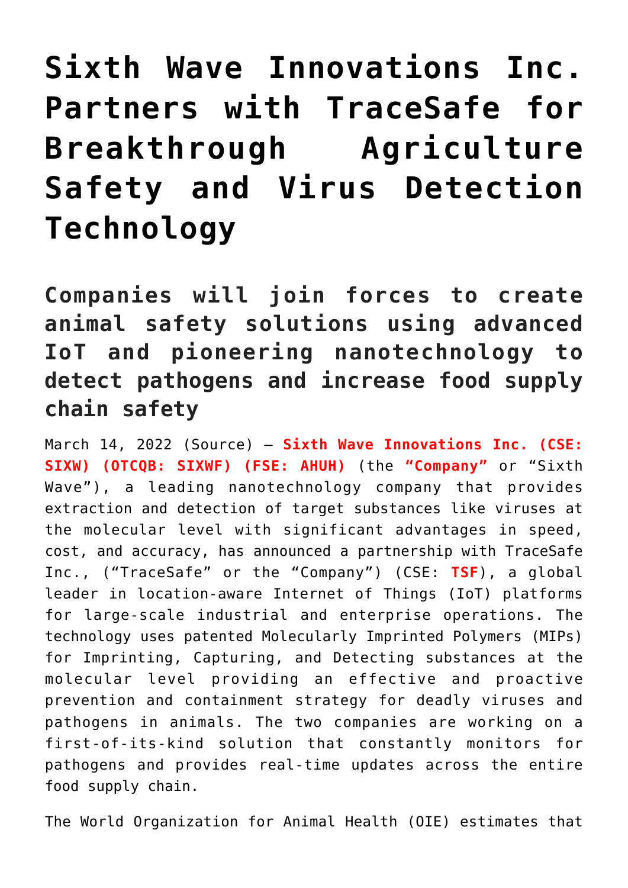# Sixth Wave Innovations Inc. Partners with TraceSafe for Breakthrough Agriculture Safety and Virus Detection Technology

## Companies will join forces to create animal safety solutions using advanced IoT and pioneering nanotechnology to detect pathogens and increase food supply chain safety

March 14, 2022 (Source) – **Sixth Wave Innovations Inc. (CSE: SIXW) (OTCQB: SIXWF) (FSE: AHUH)** (the **"Company"** or "Sixth Wave"), a leading nanotechnology company that provides extraction and detection of target substances like viruses at the molecular level with significant advantages in speed, cost, and accuracy, has announced a partnership with TraceSafe Inc., ("TraceSafe" or the "Company") (CSE: **TSF**), a global leader in location-aware Internet of Things (IoT) platforms for large-scale industrial and enterprise operations. The technology uses patented Molecularly Imprinted Polymers (MIPs) for Imprinting, Capturing, and Detecting substances at the molecular level providing an effective and proactive prevention and containment strategy for deadly viruses and pathogens in animals. The two companies are working on a first-of-its-kind solution that constantly monitors for pathogens and provides real-time updates across the entire food supply chain.

The World Organization for Animal Health (OIE) estimates that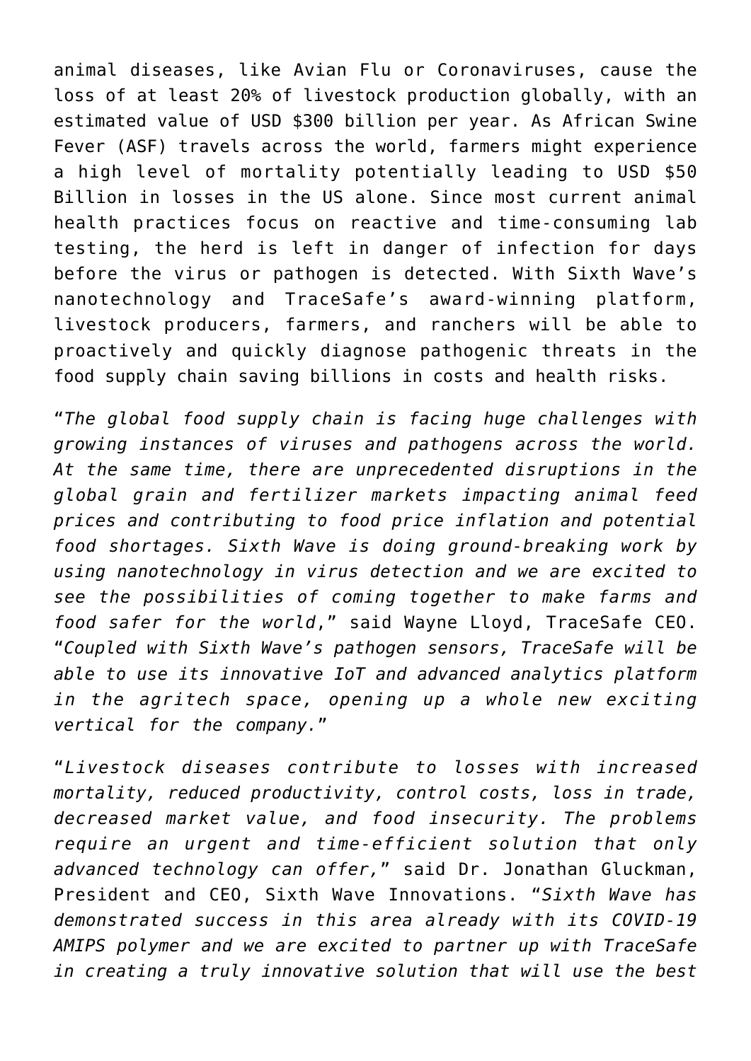animal diseases, like Avian Flu or Coronaviruses, cause the loss of at least 20% of livestock production globally, with an estimated value of USD $300 billion per year. As African Swine Fever (ASF) travels across the world, farmers might experience a high level of mortality potentially leading to USD $50 Billion in losses in the US alone. Since most current animal health practices focus on reactive and time-consuming lab testing, the herd is left in danger of infection for days before the virus or pathogen is detected. With Sixth Wave's nanotechnology and TraceSafe's award-winning platform, livestock producers, farmers, and ranchers will be able to proactively and quickly diagnose pathogenic threats in the food supply chain saving billions in costs and health risks.

"*The global food supply chain is facing huge challenges with growing instances of viruses and pathogens across the world. At the same time, there are unprecedented disruptions in the global grain and fertilizer markets impacting animal feed prices and contributing to food price inflation and potential food shortages. Sixth Wave is doing ground-breaking work by using nanotechnology in virus detection and we are excited to see the possibilities of coming together to make farms and food safer for the world*," said Wayne Lloyd, TraceSafe CEO. "*Coupled with Sixth Wave's pathogen sensors, TraceSafe will be able to use its innovative IoT and advanced analytics platform in the agritech space, opening up a whole new exciting vertical for the company.*"

"*Livestock diseases contribute to losses with increased mortality, reduced productivity, control costs, loss in trade, decreased market value, and food insecurity. The problems require an urgent and time-efficient solution that only advanced technology can offer,*" said Dr. Jonathan Gluckman, President and CEO, Sixth Wave Innovations. "*Sixth Wave has demonstrated success in this area already with its COVID-19 AMIPS polymer and we are excited to partner up with TraceSafe in creating a truly innovative solution that will use the best*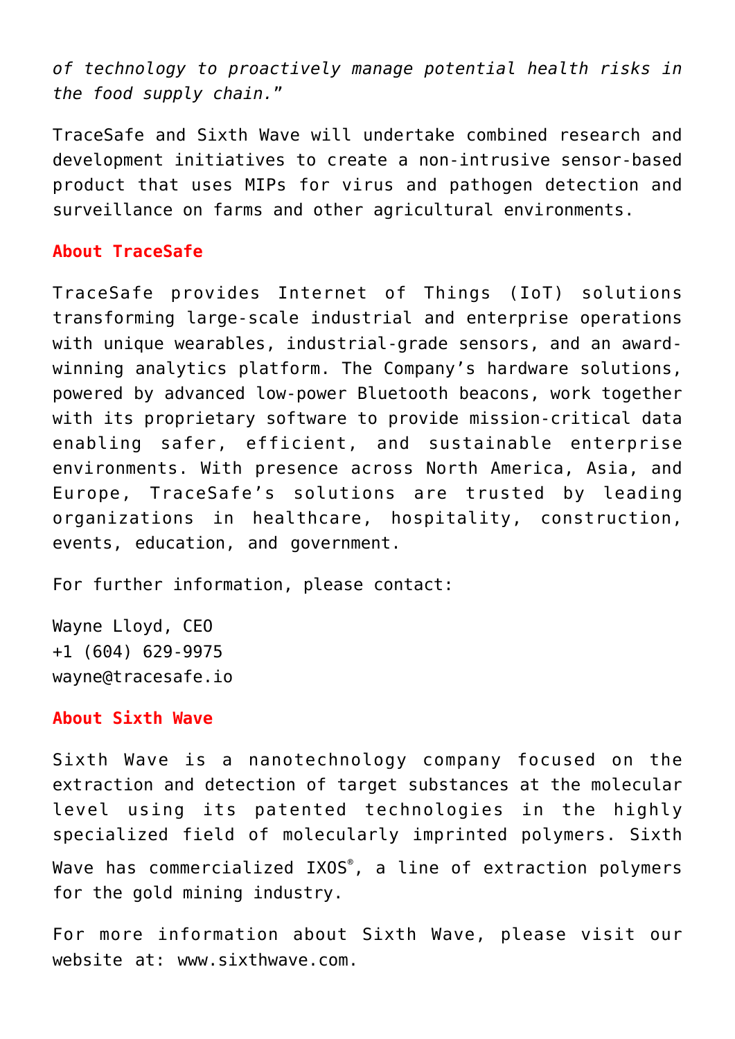*of technology to proactively manage potential health risks in the food supply chain.*"

TraceSafe and Sixth Wave will undertake combined research and development initiatives to create a non-intrusive sensor-based product that uses MIPs for virus and pathogen detection and surveillance on farms and other agricultural environments.

**About TraceSafe**

TraceSafe provides Internet of Things (IoT) solutions transforming large-scale industrial and enterprise operations with unique wearables, industrial-grade sensors, and an award-winning analytics platform. The Company's hardware solutions, powered by advanced low-power Bluetooth beacons, work together with its proprietary software to provide mission-critical data enabling safer, efficient, and sustainable enterprise environments. With presence across North America, Asia, and Europe, TraceSafe's solutions are trusted by leading organizations in healthcare, hospitality, construction, events, education, and government.

For further information, please contact:

Wayne Lloyd, CEO
+1 (604) 629-9975
wayne@tracesafe.io

**About Sixth Wave**

Sixth Wave is a nanotechnology company focused on the extraction and detection of target substances at the molecular level using its patented technologies in the highly specialized field of molecularly imprinted polymers. Sixth Wave has commercialized IXOS®, a line of extraction polymers for the gold mining industry.

For more information about Sixth Wave, please visit our website at: www.sixthwave.com.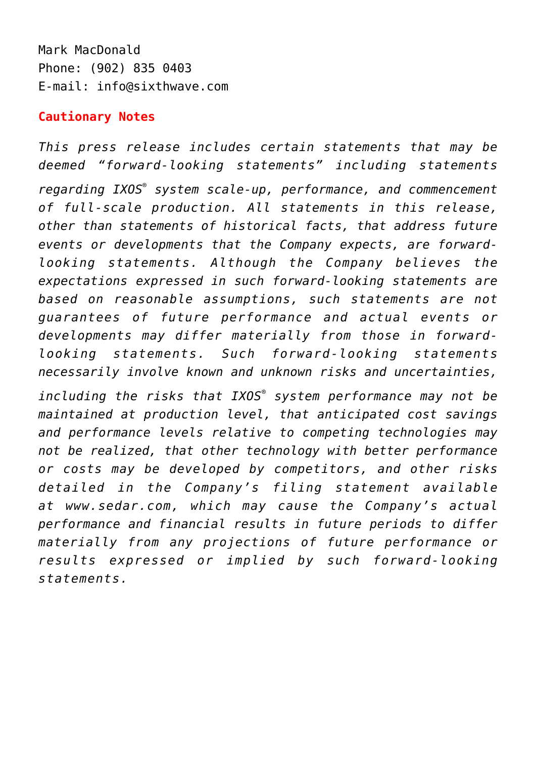Mark MacDonald
Phone: (902) 835 0403
E-mail: info@sixthwave.com

**Cautionary Notes**

*This press release includes certain statements that may be deemed "forward-looking statements" including statements regarding IXOS® system scale-up, performance, and commencement of full-scale production. All statements in this release, other than statements of historical facts, that address future events or developments that the Company expects, are forward-looking statements. Although the Company believes the expectations expressed in such forward-looking statements are based on reasonable assumptions, such statements are not guarantees of future performance and actual events or developments may differ materially from those in forward-looking statements. Such forward-looking statements necessarily involve known and unknown risks and uncertainties, including the risks that IXOS® system performance may not be maintained at production level, that anticipated cost savings and performance levels relative to competing technologies may not be realized, that other technology with better performance or costs may be developed by competitors, and other risks detailed in the Company's filing statement available at www.sedar.com, which may cause the Company's actual performance and financial results in future periods to differ materially from any projections of future performance or results expressed or implied by such forward-looking statements.*